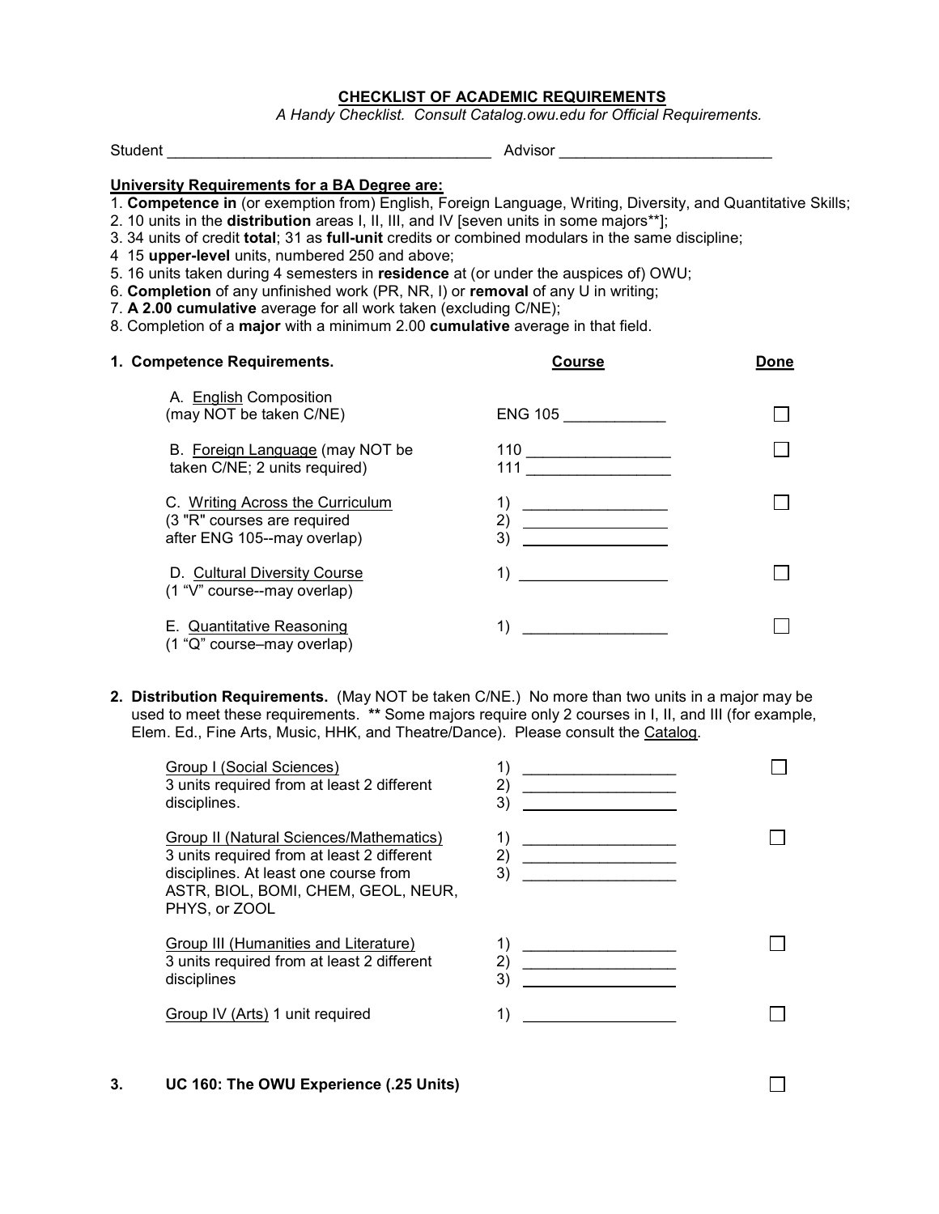# CHECKLIST OF ACADEMIC REQUIREMENTS

*A Handy Checklist. Consult Catalog.owu.edu for Official Requirements.*

Student ______________________________________ Advisor ________________________

**University Requirements for a BA Degree are:**

1. **Competence in** (or exemption from) English, Foreign Language, Writing, Diversity, and Quantitative Skills;
2. 10 units in the **distribution** areas I, II, III, and IV [seven units in some majors**];
3. 34 units of credit **total**; 31 as **full-unit** credits or combined modulars in the same discipline;
4. 15 **upper-level** units, numbered 250 and above;
5. 16 units taken during 4 semesters in **residence** at (or under the auspices of) OWU;
6. **Completion** of any unfinished work (PR, NR, I) or **removal** of any U in writing;
7. **A 2.00 cumulative** average for all work taken (excluding C/NE);
8. Completion of a **major** with a minimum 2.00 **cumulative** average in that field.

| **1. Competence Requirements.** | **Course** | **Done** |
|---|---|---|
| A. English Composition (may NOT be taken C/NE) | ENG 105 ____________ | ☐ |
| B. Foreign Language (may NOT be taken C/NE; 2 units required) | 110 _________________<br>111 _________________ | ☐ |
| C. Writing Across the Curriculum (3 "R" courses are required after ENG 105--may overlap) | 1) _________________<br>2) _________________<br>3) _________________ | ☐ |
| D. Cultural Diversity Course (1 "V" course--may overlap) | 1) _________________ | ☐ |
| E. Quantitative Reasoning (1 "Q" course–may overlap) | 1) _________________ | ☐ |

**2. Distribution Requirements.** (May NOT be taken C/NE.) No more than two units in a major may be used to meet these requirements. ** Some majors require only 2 courses in I, II, and III (for example, Elem. Ed., Fine Arts, Music, HHK, and Theatre/Dance). Please consult the Catalog.

| | | |
|---|---|---|
| Group I (Social Sciences) 3 units required from at least 2 different disciplines. | 1) __________________<br>2) __________________<br>3) __________________ | ☐ |
| Group II (Natural Sciences/Mathematics) 3 units required from at least 2 different disciplines. At least one course from ASTR, BIOL, BOMI, CHEM, GEOL, NEUR, PHYS, or ZOOL | 1) __________________<br>2) __________________<br>3) __________________ | ☐ |
| Group III (Humanities and Literature) 3 units required from at least 2 different disciplines | 1) __________________<br>2) __________________<br>3) __________________ | ☐ |
| Group IV (Arts) 1 unit required | 1) __________________ | ☐ |

**3. UC 160: The OWU Experience (.25 Units)** ☐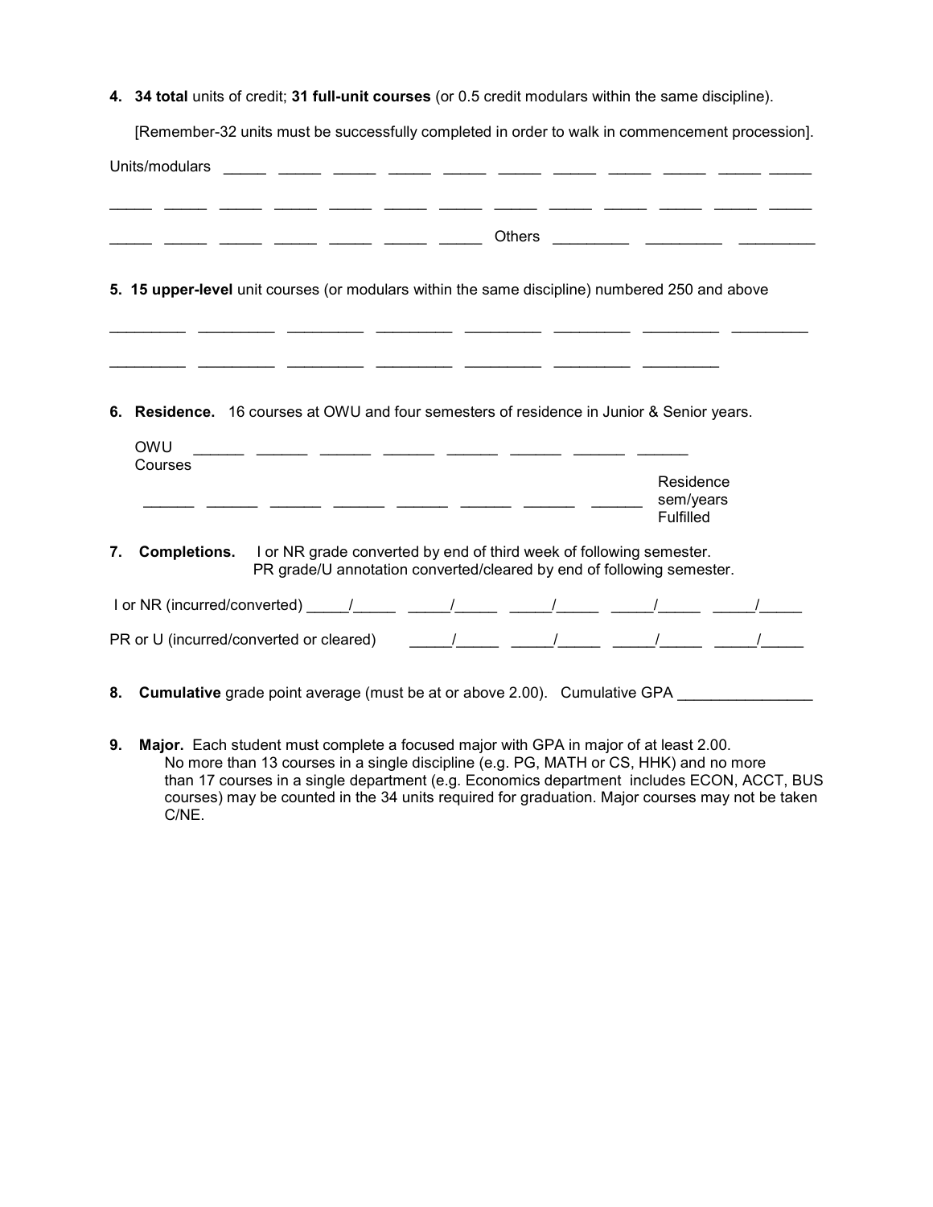4. **34 total** units of credit; **31 full-unit courses** (or 0.5 credit modulars within the same discipline).

   [Remember-32 units must be successfully completed in order to walk in commencement procession].

Units/modulars _____ _____ _____ _____ _____ _____ _____ _____ _____ _____ _____

_____ _____ _____ _____ _____ _____ _____ _____ _____ _____ _____ _____ _____

_____ _____ _____ _____ _____ _____ _____ Others _________ _________ _________

5. **15 upper-level** unit courses (or modulars within the same discipline) numbered 250 and above

_________ _________ _________ _________ _________ _________ _________ _________

_________ _________ _________ _________ _________ _________ _________

6. **Residence.** 16 courses at OWU and four semesters of residence in Junior & Senior years.

   OWU Courses ______ ______ ______ ______ ______ ______ ______ ______

   ______ ______ ______ ______ ______ ______ ______ ______ Residence sem/years Fulfilled

7. **Completions.** I or NR grade converted by end of third week of following semester.
   PR grade/U annotation converted/cleared by end of following semester.

I or NR (incurred/converted) _____/_____ _____/_____ _____/_____ _____/_____ _____/_____

PR or U (incurred/converted or cleared) _____/_____ _____/_____ _____/_____ _____/_____

8. **Cumulative** grade point average (must be at or above 2.00). Cumulative GPA ________________

9. **Major.** Each student must complete a focused major with GPA in major of at least 2.00.
   No more than 13 courses in a single discipline (e.g. PG, MATH or CS, HHK) and no more than 17 courses in a single department (e.g. Economics department includes ECON, ACCT, BUS courses) may be counted in the 34 units required for graduation. Major courses may not be taken C/NE.